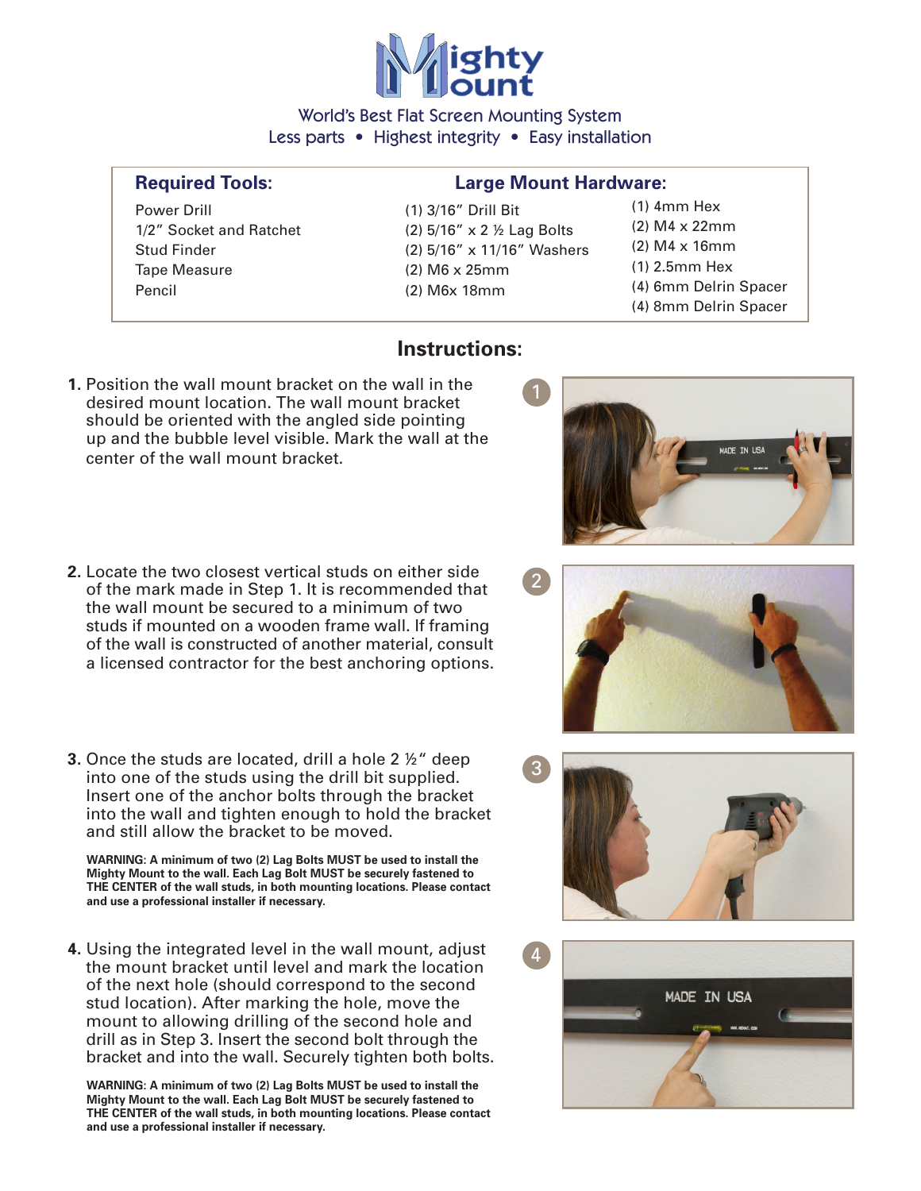# Mighty Mount

World's Best Flat Screen Mounting System

Less parts • Highest integrity • Easy installation

| Required Tools: | Large Mount Hardware: | |
|---|---|---|
| Power Drill | (1) 3/16" Drill Bit | (1) 4mm Hex |
| 1/2" Socket and Ratchet | (2) 5/16" x 2 ½ Lag Bolts | (2) M4 x 22mm |
| Stud Finder | (2) 5/16" x 11/16" Washers | (2) M4 x 16mm |
| Tape Measure | (2) M6 x 25mm | (1) 2.5mm Hex |
| Pencil | (2) M6x 18mm | (4) 6mm Delrin Spacer |
| | | (4) 8mm Delrin Spacer |

## Instructions:

1. Position the wall mount bracket on the wall in the desired mount location. The wall mount bracket should be oriented with the angled side pointing up and the bubble level visible. Mark the wall at the center of the wall mount bracket.

2. Locate the two closest vertical studs on either side of the mark made in Step 1. It is recommended that the wall mount be secured to a minimum of two studs if mounted on a wooden frame wall. If framing of the wall is constructed of another material, consult a licensed contractor for the best anchoring options.

3. Once the studs are located, drill a hole 2 ½" deep into one of the studs using the drill bit supplied. Insert one of the anchor bolts through the bracket into the wall and tighten enough to hold the bracket and still allow the bracket to be moved.

   **WARNING: A minimum of two (2) Lag Bolts MUST be used to install the Mighty Mount to the wall. Each Lag Bolt MUST be securely fastened to THE CENTER of the wall studs, in both mounting locations. Please contact and use a professional installer if necessary.**

4. Using the integrated level in the wall mount, adjust the mount bracket until level and mark the location of the next hole (should correspond to the second stud location). After marking the hole, move the mount to allowing drilling of the second hole and drill as in Step 3. Insert the second bolt through the bracket and into the wall. Securely tighten both bolts.

   **WARNING: A minimum of two (2) Lag Bolts MUST be used to install the Mighty Mount to the wall. Each Lag Bolt MUST be securely fastened to THE CENTER of the wall studs, in both mounting locations. Please contact and use a professional installer if necessary.**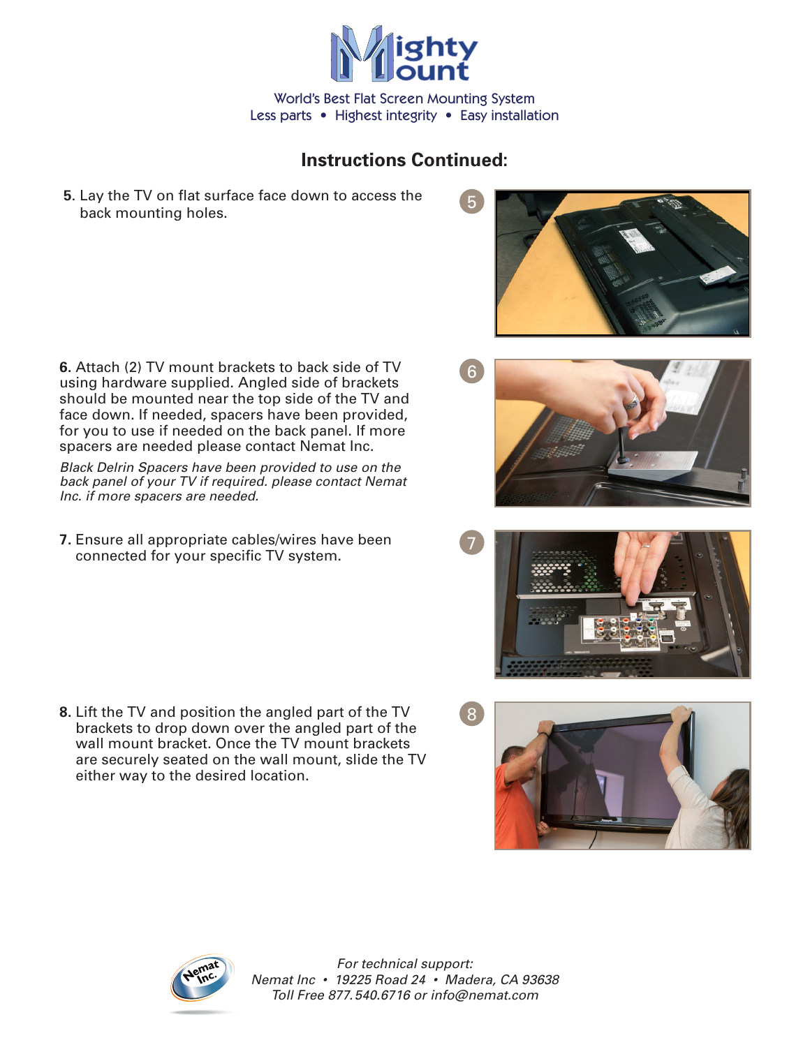Mighty Mount

World's Best Flat Screen Mounting System
Less parts • Highest integrity • Easy installation

## Instructions Continued:

**5**. Lay the TV on flat surface face down to access the back mounting holes.

**6**. Attach (2) TV mount brackets to back side of TV using hardware supplied. Angled side of brackets should be mounted near the top side of the TV and face down. If needed, spacers have been provided, for you to use if needed on the back panel. If more spacers are needed please contact Nemat Inc.

*Black Delrin Spacers have been provided to use on the back panel of your TV if required. please contact Nemat Inc. if more spacers are needed.*

**7**. Ensure all appropriate cables/wires have been connected for your specific TV system.

**8**. Lift the TV and position the angled part of the TV brackets to drop down over the angled part of the wall mount bracket. Once the TV mount brackets are securely seated on the wall mount, slide the TV either way to the desired location.

*For technical support:*
*Nemat Inc • 19225 Road 24 • Madera, CA 93638*
*Toll Free 877.540.6716 or info@nemat.com*